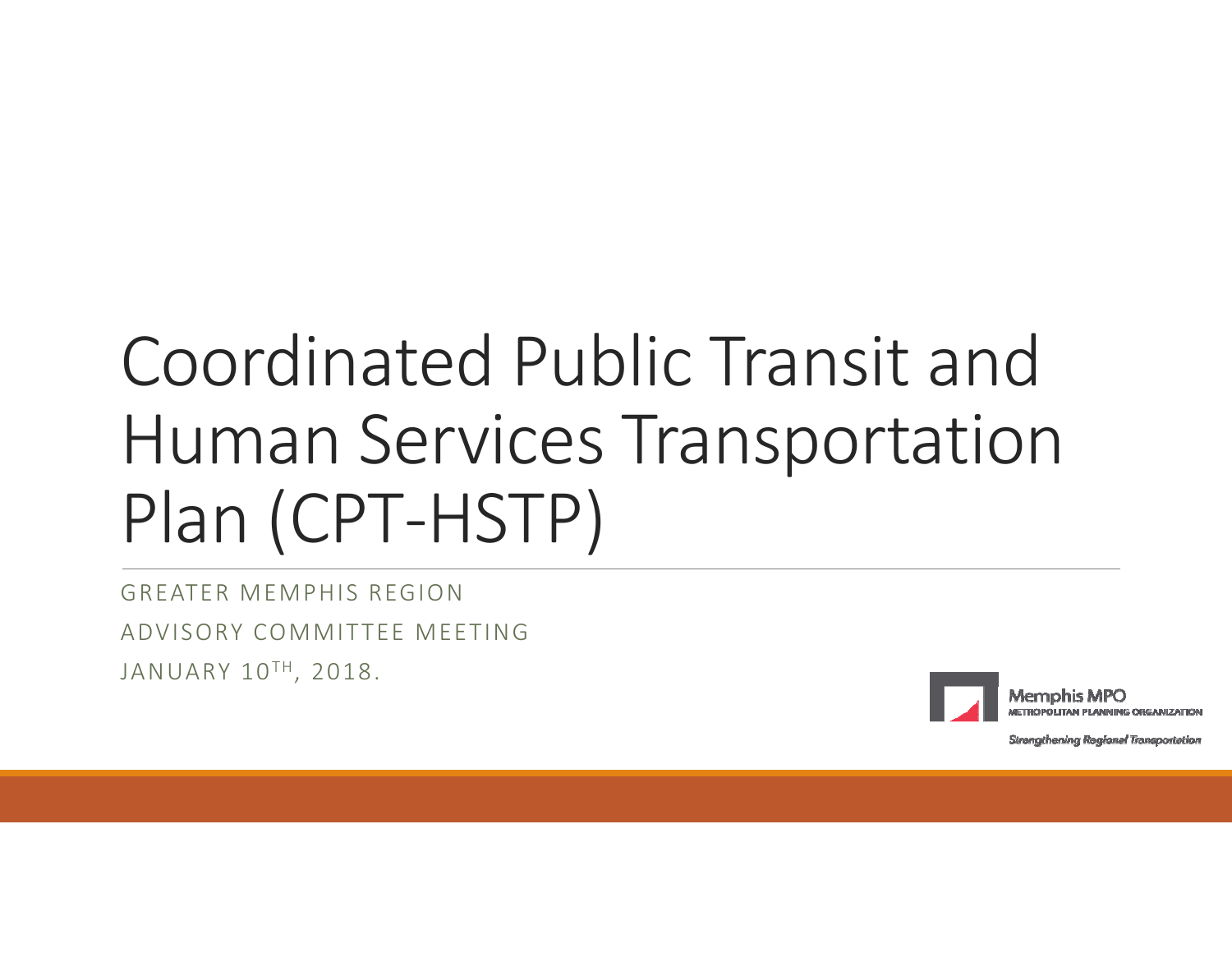# Coordinated Public Transit and Human Services Transportation Plan (CPT-HSTP)

GREATER MEMPHIS REGION

ADVISORY COMMITTEE MEETING

JANUARY 10TH, 2018.

Memphis MPO
METROPOLITAN PLANNING ORGANIZATION

*Strengthening Regional Transportation*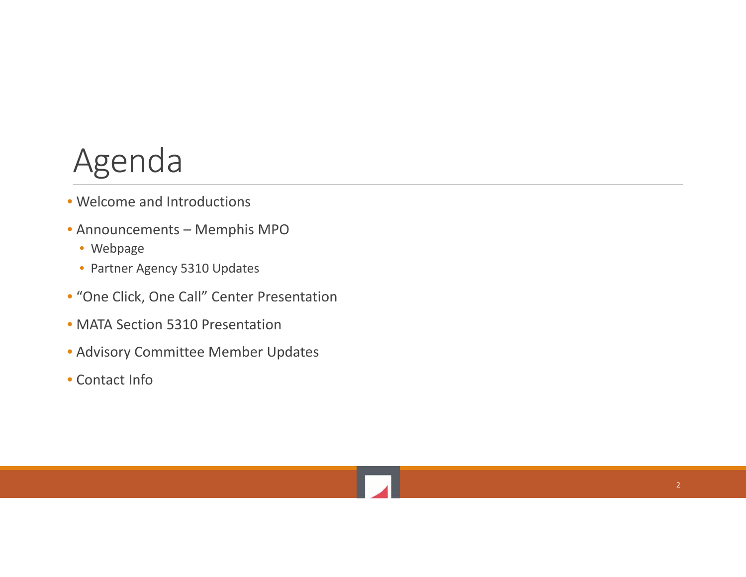# Agenda

- Welcome and Introductions
- Announcements – Memphis MPO
  - Webpage
  - Partner Agency 5310 Updates
- “One Click, One Call” Center Presentation
- MATA Section 5310 Presentation
- Advisory Committee Member Updates
- Contact Info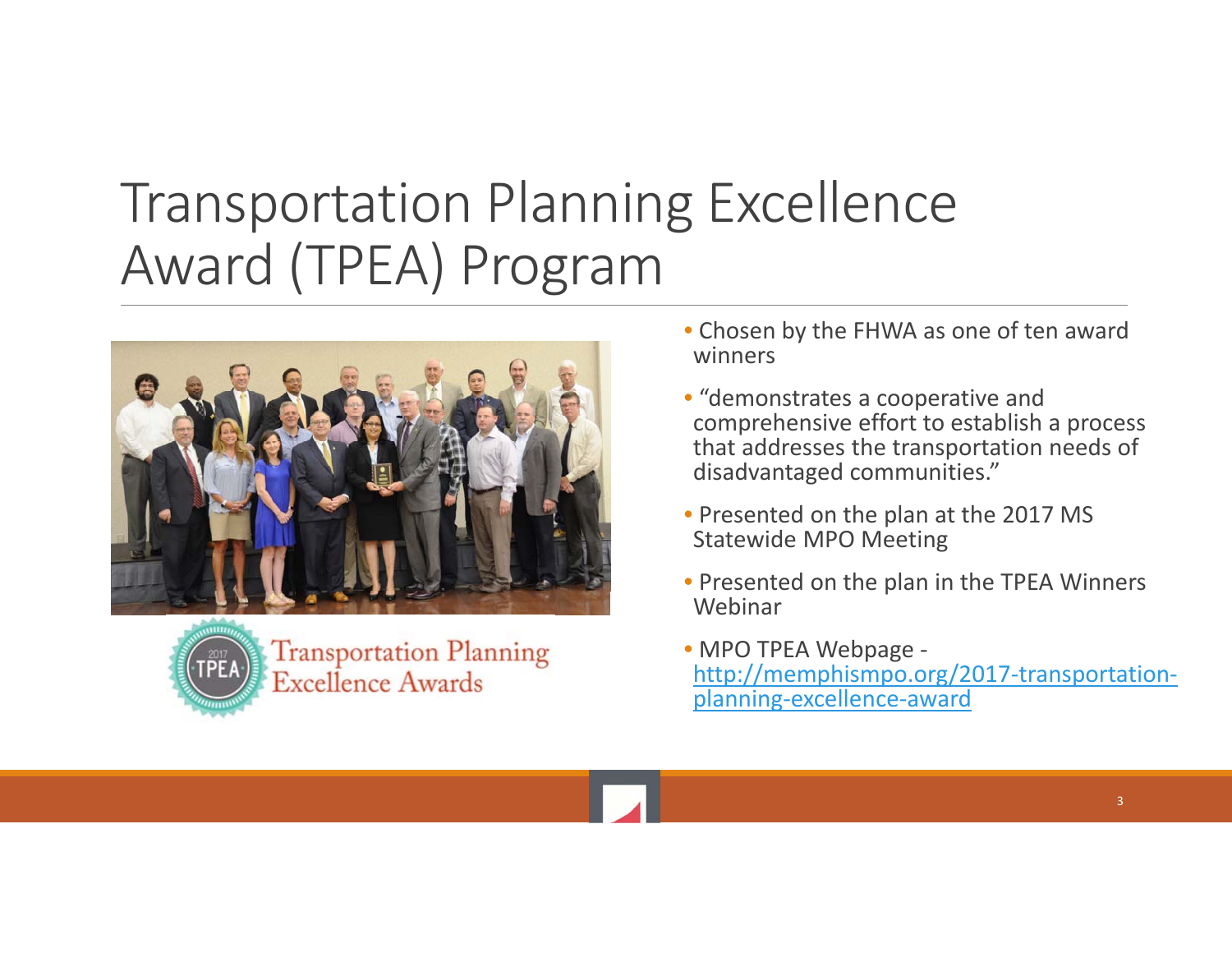# Transportation Planning Excellence Award (TPEA) Program

- Chosen by the FHWA as one of ten award winners
- "demonstrates a cooperative and comprehensive effort to establish a process that addresses the transportation needs of disadvantaged communities."
- Presented on the plan at the 2017 MS Statewide MPO Meeting
- Presented on the plan in the TPEA Winners Webinar
- MPO TPEA Webpage - [http://memphismpo.org/2017-transportation-planning-excellence-award](http://memphismpo.org/2017-transportation-planning-excellence-award)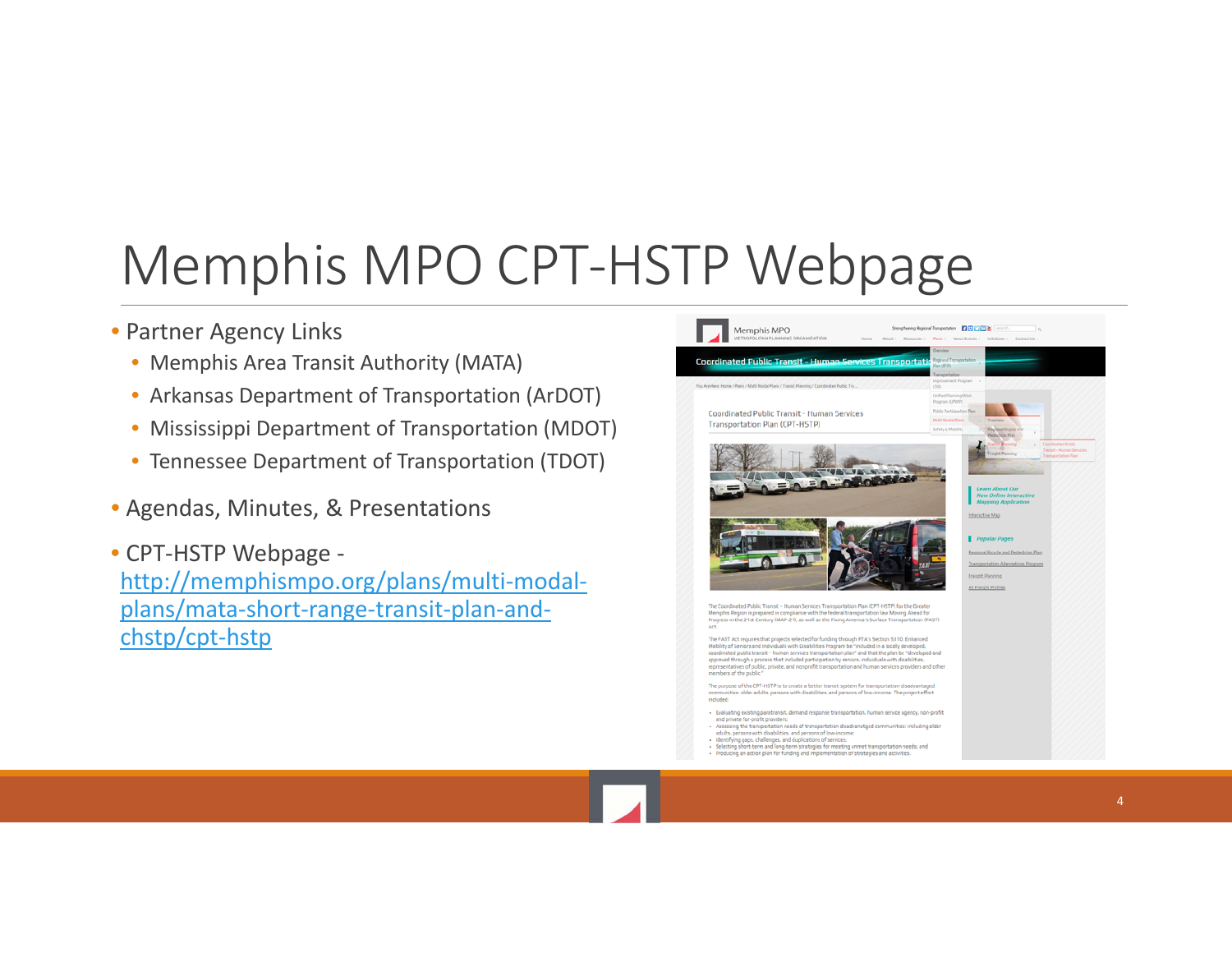# Memphis MPO CPT-HSTP Webpage

- Partner Agency Links
  - Memphis Area Transit Authority (MATA)
  - Arkansas Department of Transportation (ArDOT)
  - Mississippi Department of Transportation (MDOT)
  - Tennessee Department of Transportation (TDOT)
- Agendas, Minutes, & Presentations
- CPT-HSTP Webpage - http://memphismpo.org/plans/multi-modal-plans/mata-short-range-transit-plan-and-chstp/cpt-hstp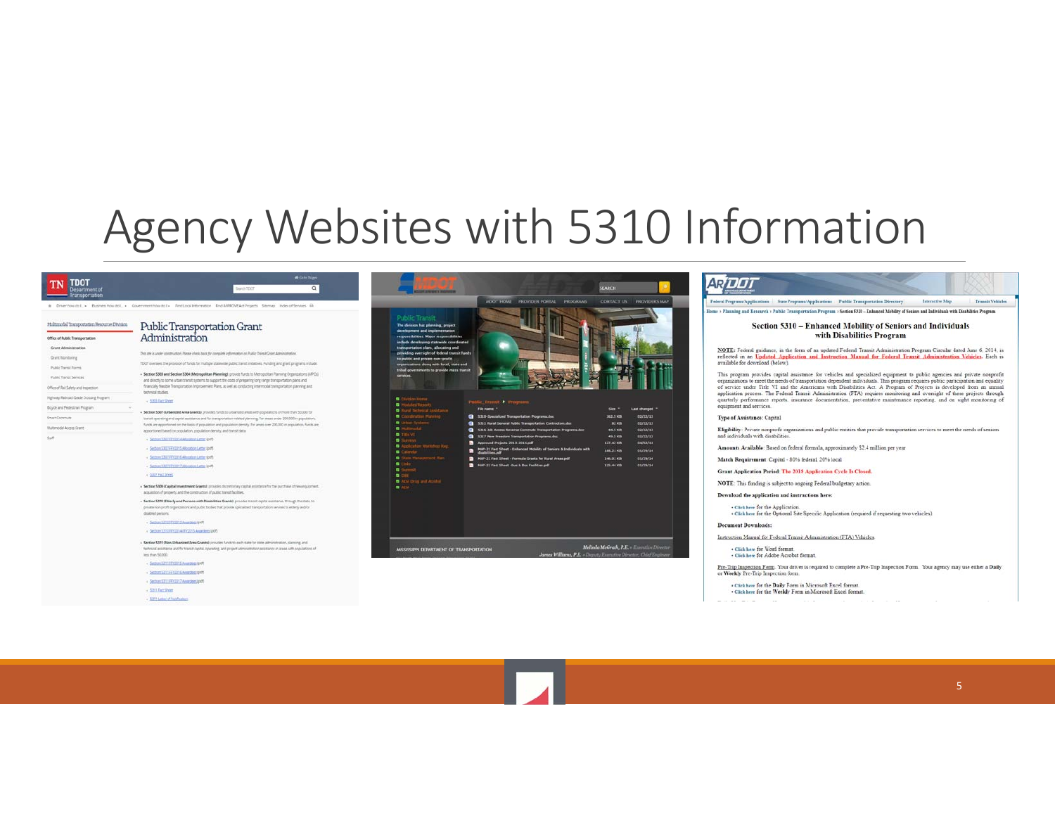# Agency Websites with 5310 Information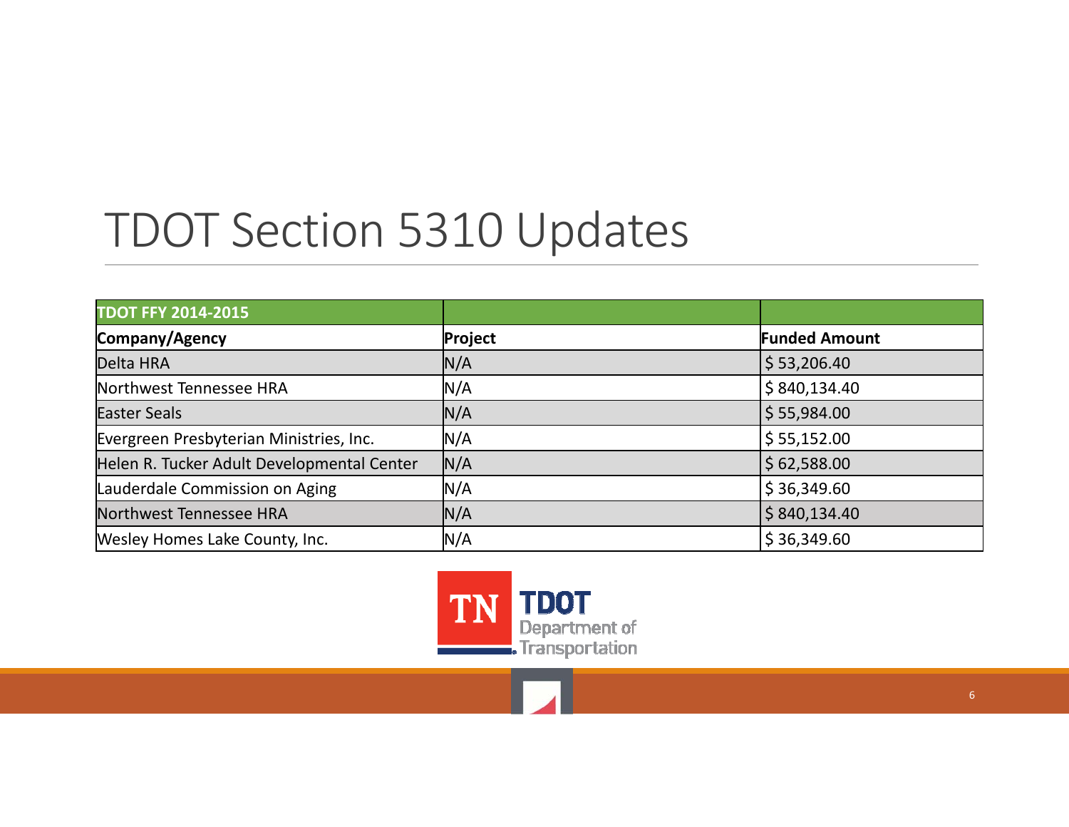# TDOT Section 5310 Updates

| TDOT FFY 2014-2015 | | |
|---|---|---|
| **Company/Agency** | **Project** | **Funded Amount** |
| Delta HRA | N/A | $ 53,206.40 |
| Northwest Tennessee HRA | N/A | $ 840,134.40 |
| Easter Seals | N/A | $ 55,984.00 |
| Evergreen Presbyterian Ministries, Inc. | N/A | $ 55,152.00 |
| Helen R. Tucker Adult Developmental Center | N/A | $ 62,588.00 |
| Lauderdale Commission on Aging | N/A | $ 36,349.60 |
| Northwest Tennessee HRA | N/A | $ 840,134.40 |
| Wesley Homes Lake County, Inc. | N/A | $ 36,349.60 |

TN TDOT Department of Transportation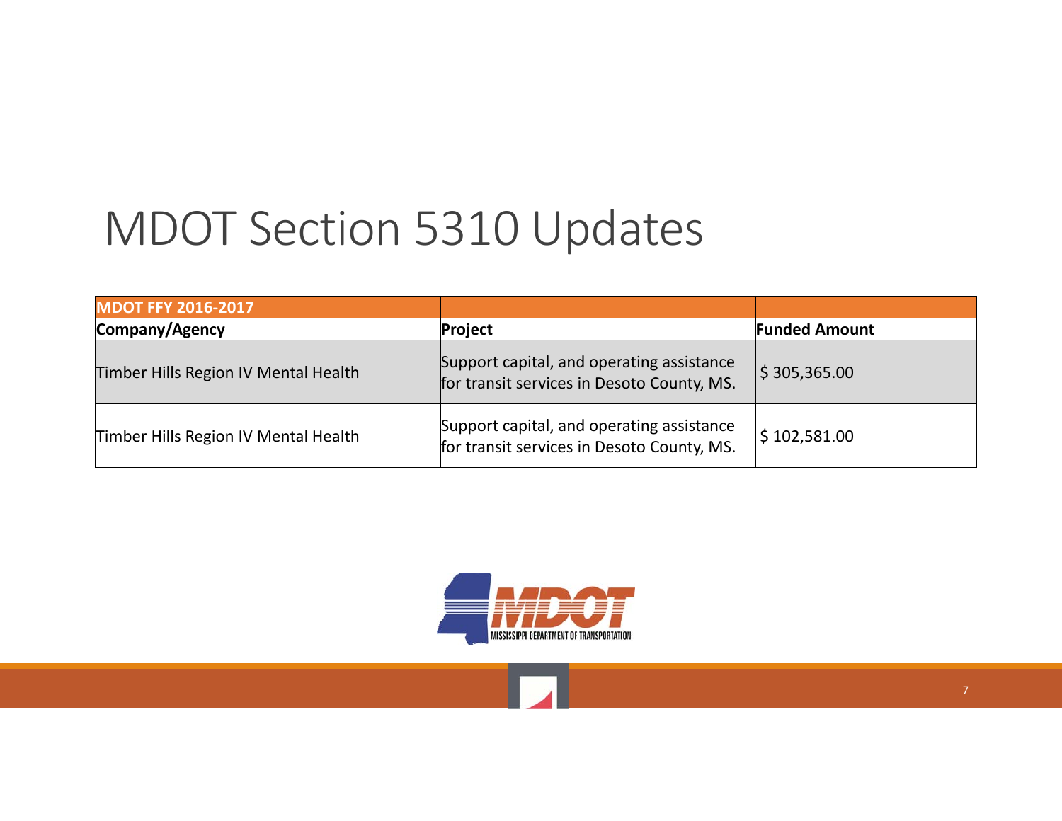# MDOT Section 5310 Updates

| MDOT FFY 2016-2017 | | |
|---|---|---|
| **Company/Agency** | **Project** | **Funded Amount** |
| Timber Hills Region IV Mental Health | Support capital, and operating assistance for transit services in Desoto County, MS. | $ 305,365.00 |
| Timber Hills Region IV Mental Health | Support capital, and operating assistance for transit services in Desoto County, MS. | $ 102,581.00 |

MDOT
MISSISSIPPI DEPARTMENT OF TRANSPORTATION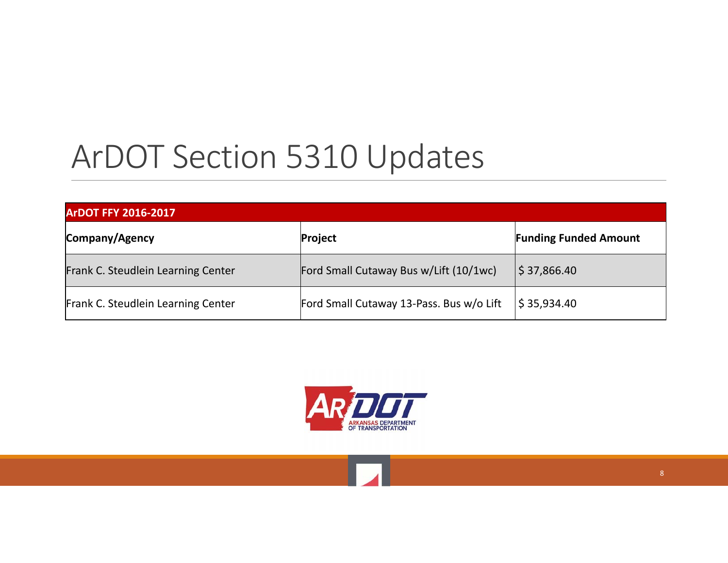# ArDOT Section 5310 Updates

| ArDOT FFY 2016-2017 | | |
|---|---|---|
| **Company/Agency** | **Project** | **Funding Funded Amount** |
| Frank C. Steudlein Learning Center | Ford Small Cutaway Bus w/Lift (10/1wc) | $ 37,866.40 |
| Frank C. Steudlein Learning Center | Ford Small Cutaway 13-Pass. Bus w/o Lift | $ 35,934.40 |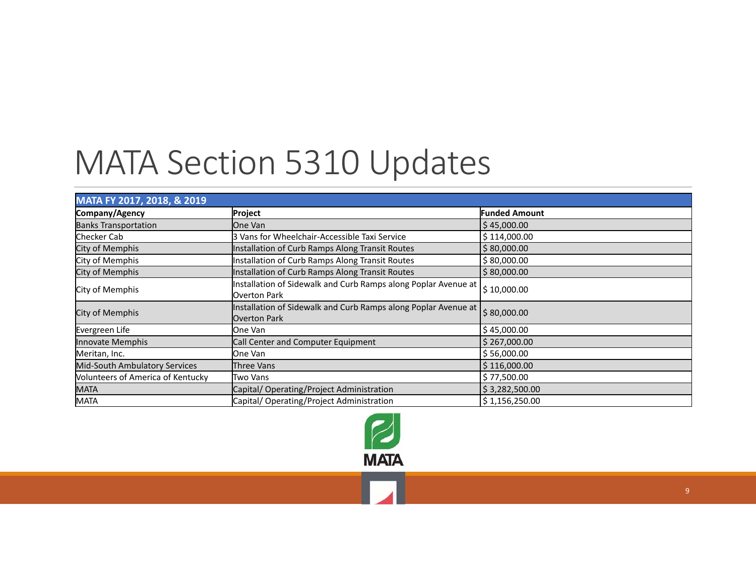# MATA Section 5310 Updates

| MATA FY 2017, 2018, & 2019 | | |
|---|---|---|
| **Company/Agency** | **Project** | **Funded Amount** |
| Banks Transportation | One Van | $ 45,000.00 |
| Checker Cab | 3 Vans for Wheelchair-Accessible Taxi Service | $ 114,000.00 |
| City of Memphis | Installation of Curb Ramps Along Transit Routes | $ 80,000.00 |
| City of Memphis | Installation of Curb Ramps Along Transit Routes | $ 80,000.00 |
| City of Memphis | Installation of Curb Ramps Along Transit Routes | $ 80,000.00 |
| City of Memphis | Installation of Sidewalk and Curb Ramps along Poplar Avenue at Overton Park | $ 10,000.00 |
| City of Memphis | Installation of Sidewalk and Curb Ramps along Poplar Avenue at Overton Park | $ 80,000.00 |
| Evergreen Life | One Van | $ 45,000.00 |
| Innovate Memphis | Call Center and Computer Equipment | $ 267,000.00 |
| Meritan, Inc. | One Van | $ 56,000.00 |
| Mid-South Ambulatory Services | Three Vans | $ 116,000.00 |
| Volunteers of America of Kentucky | Two Vans | $ 77,500.00 |
| MATA | Capital/ Operating/Project Administration | $ 3,282,500.00 |
| MATA | Capital/ Operating/Project Administration | $ 1,156,250.00 |

MATA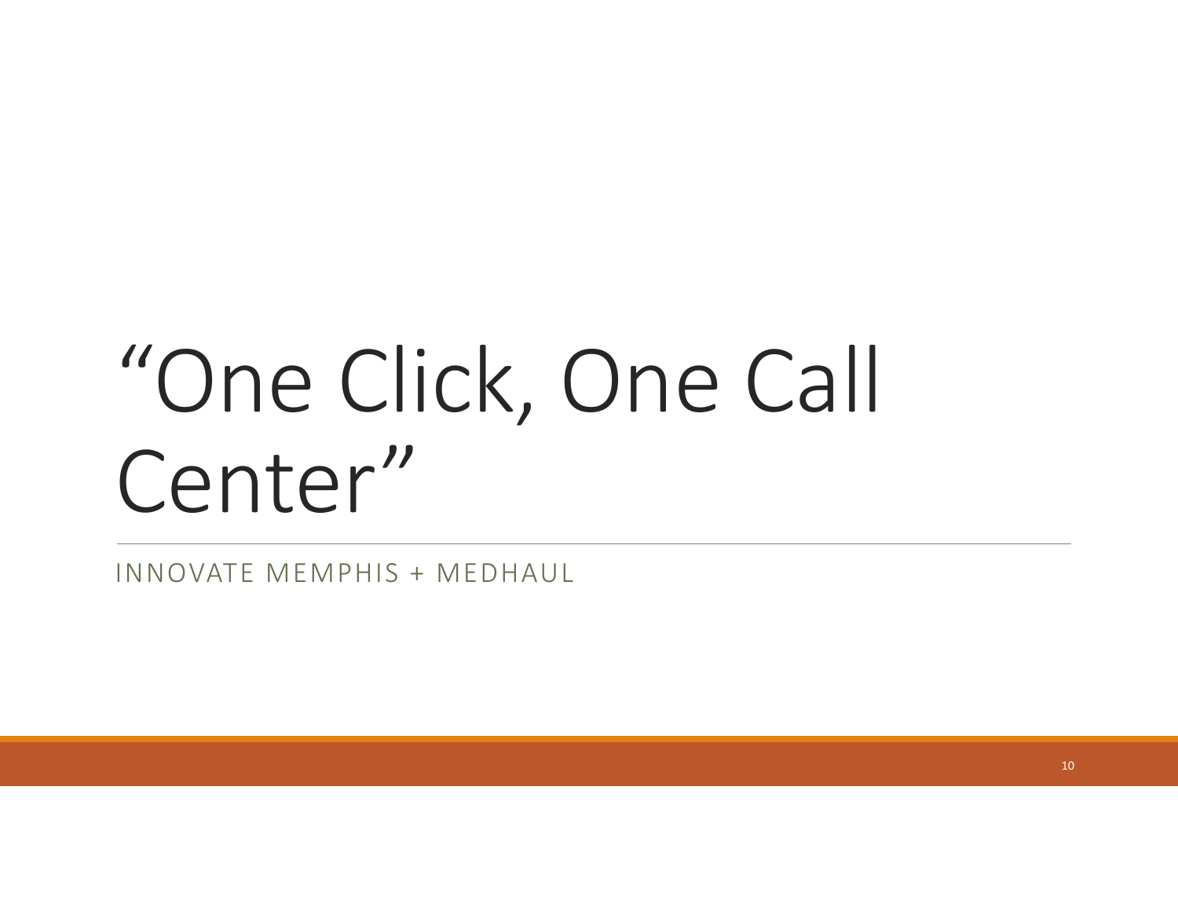# “One Click, One Call Center”

INNOVATE MEMPHIS + MEDHAUL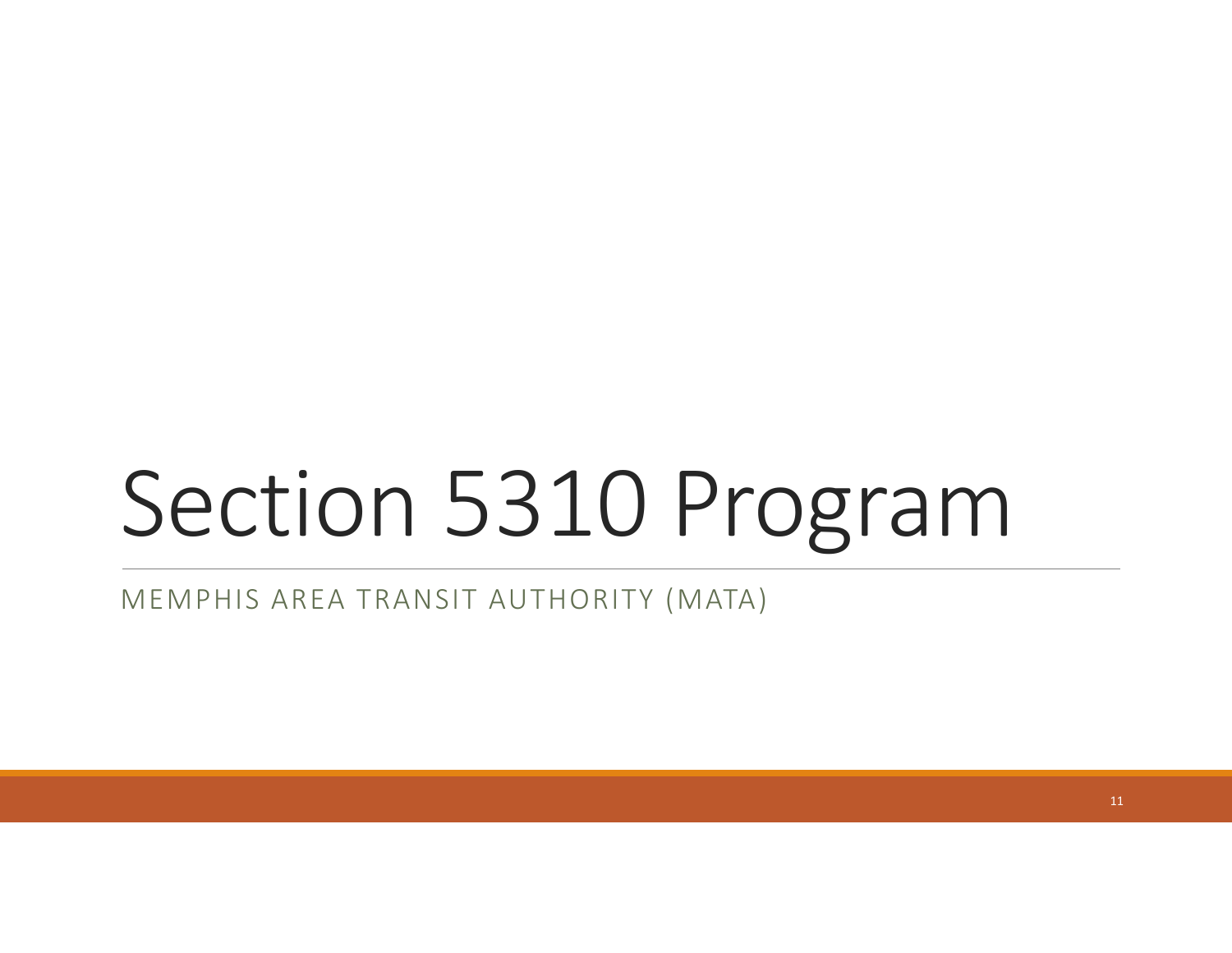# Section 5310 Program

MEMPHIS AREA TRANSIT AUTHORITY (MATA)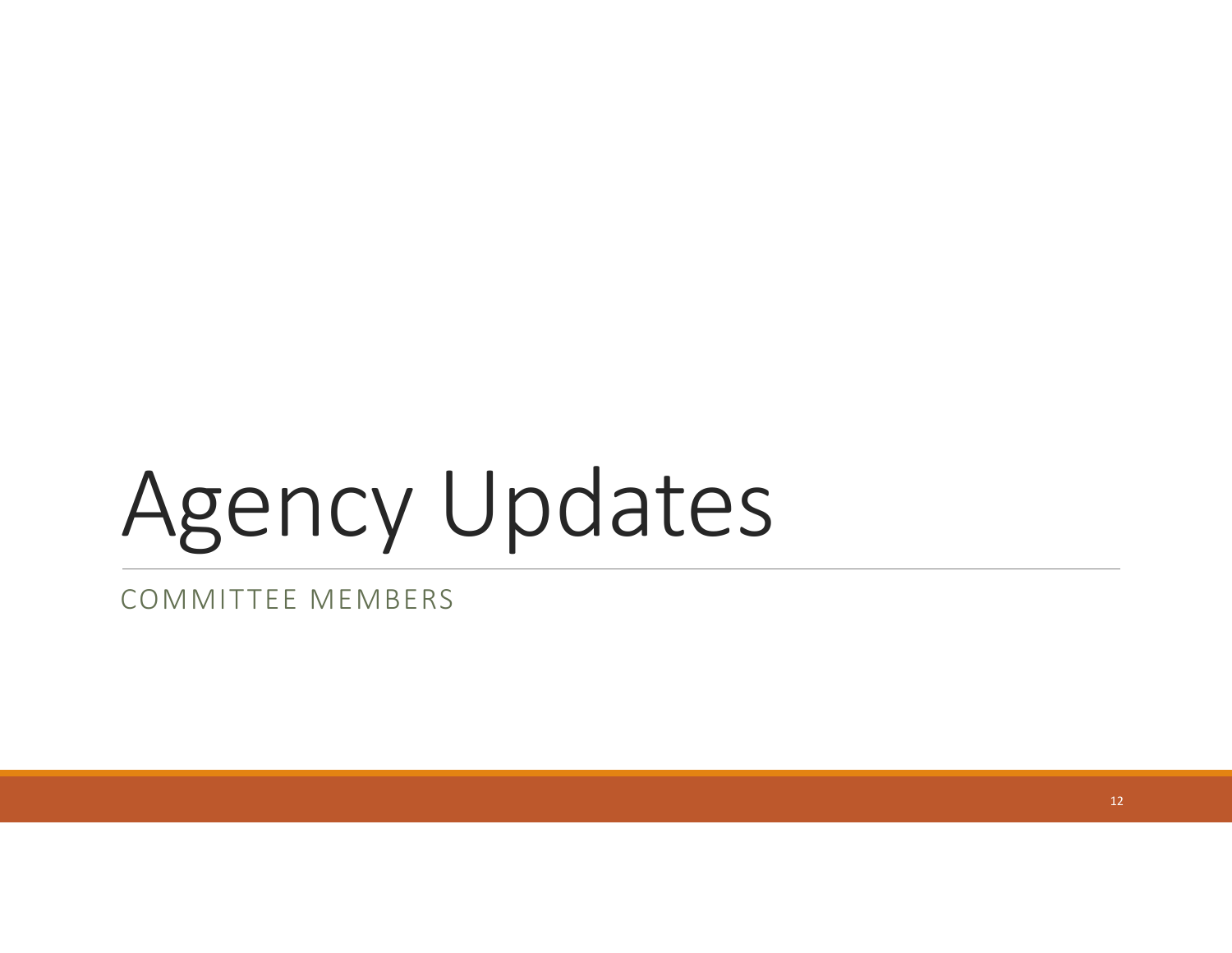# Agency Updates

COMMITTEE MEMBERS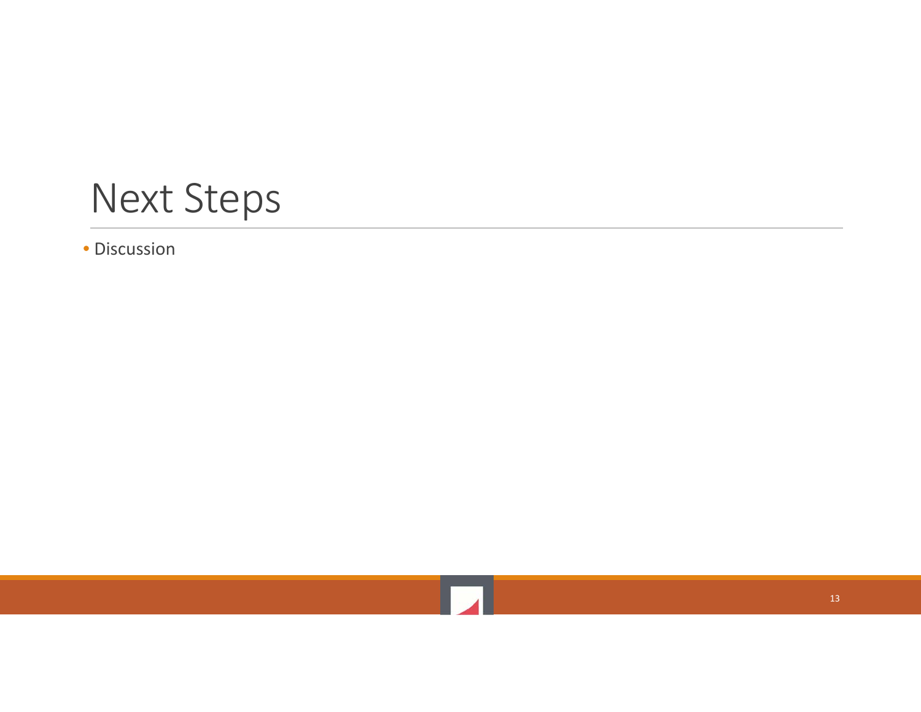# Next Steps

- Discussion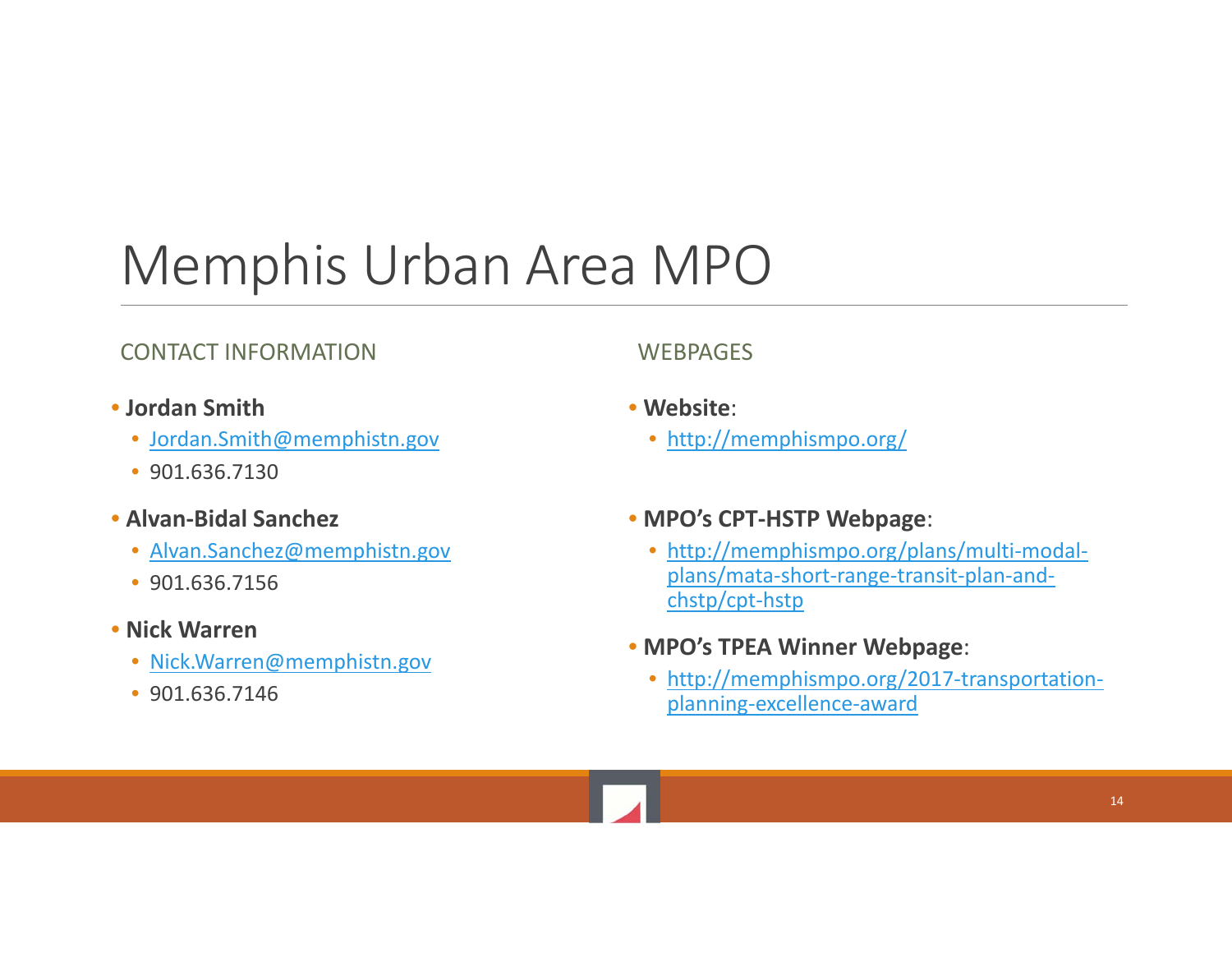# Memphis Urban Area MPO

## CONTACT INFORMATION

- **Jordan Smith**
  - Jordan.Smith@memphistn.gov
  - 901.636.7130
- **Alvan-Bidal Sanchez**
  - Alvan.Sanchez@memphistn.gov
  - 901.636.7156
- **Nick Warren**
  - Nick.Warren@memphistn.gov
  - 901.636.7146

## WEBPAGES

- **Website**:
  - http://memphismpo.org/
- **MPO's CPT-HSTP Webpage**:
  - http://memphismpo.org/plans/multi-modal-plans/mata-short-range-transit-plan-and-chstp/cpt-hstp
- **MPO's TPEA Winner Webpage**:
  - http://memphismpo.org/2017-transportation-planning-excellence-award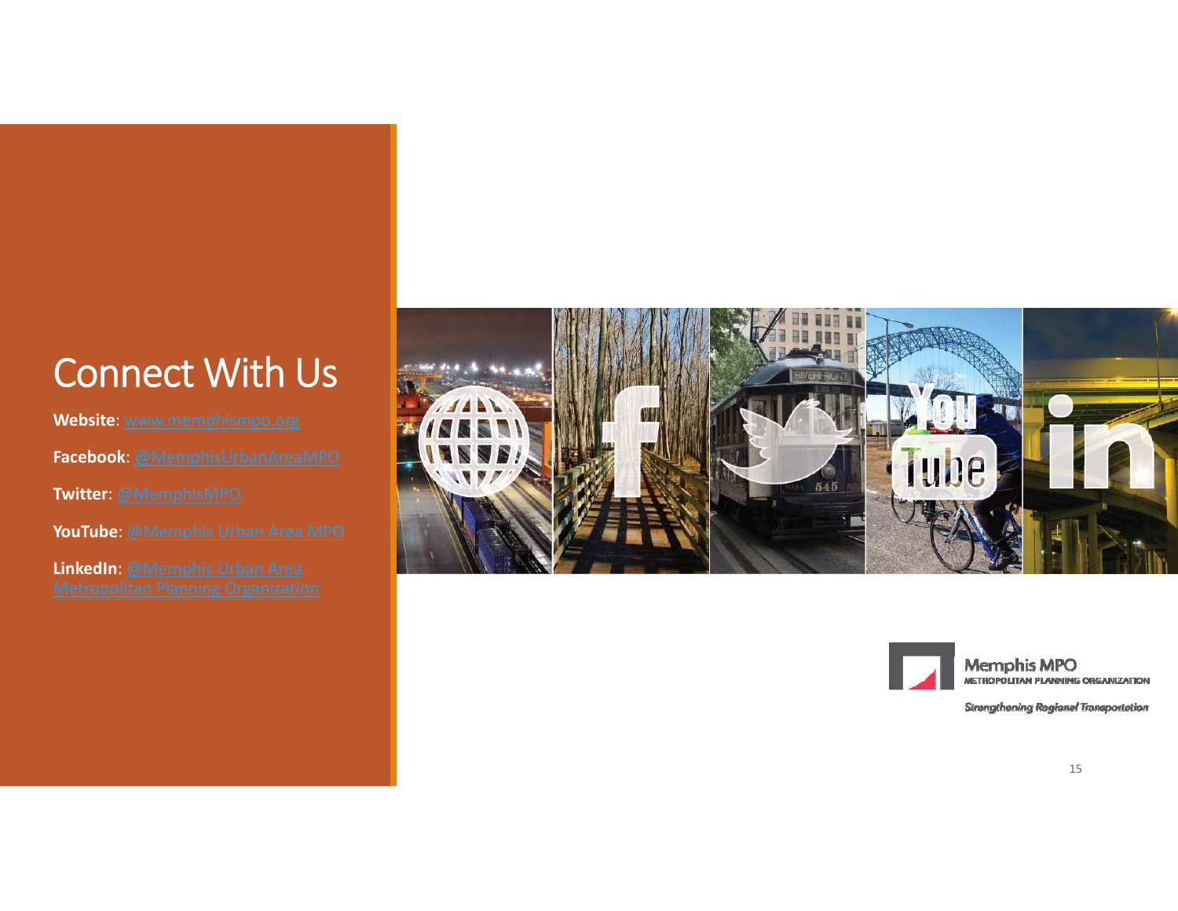# Connect With Us

**Website**: www.memphismpo.org

**Facebook**: @MemphisUrbanAreaMPO

**Twitter**: @MemphisMPO

**YouTube**: @Memphis Urban Area MPO

**LinkedIn**: @Memphis Urban Area Metropolitan Planning Organization

Memphis MPO
METROPOLITAN PLANNING ORGANIZATION

*Strengthening Regional Transportation*